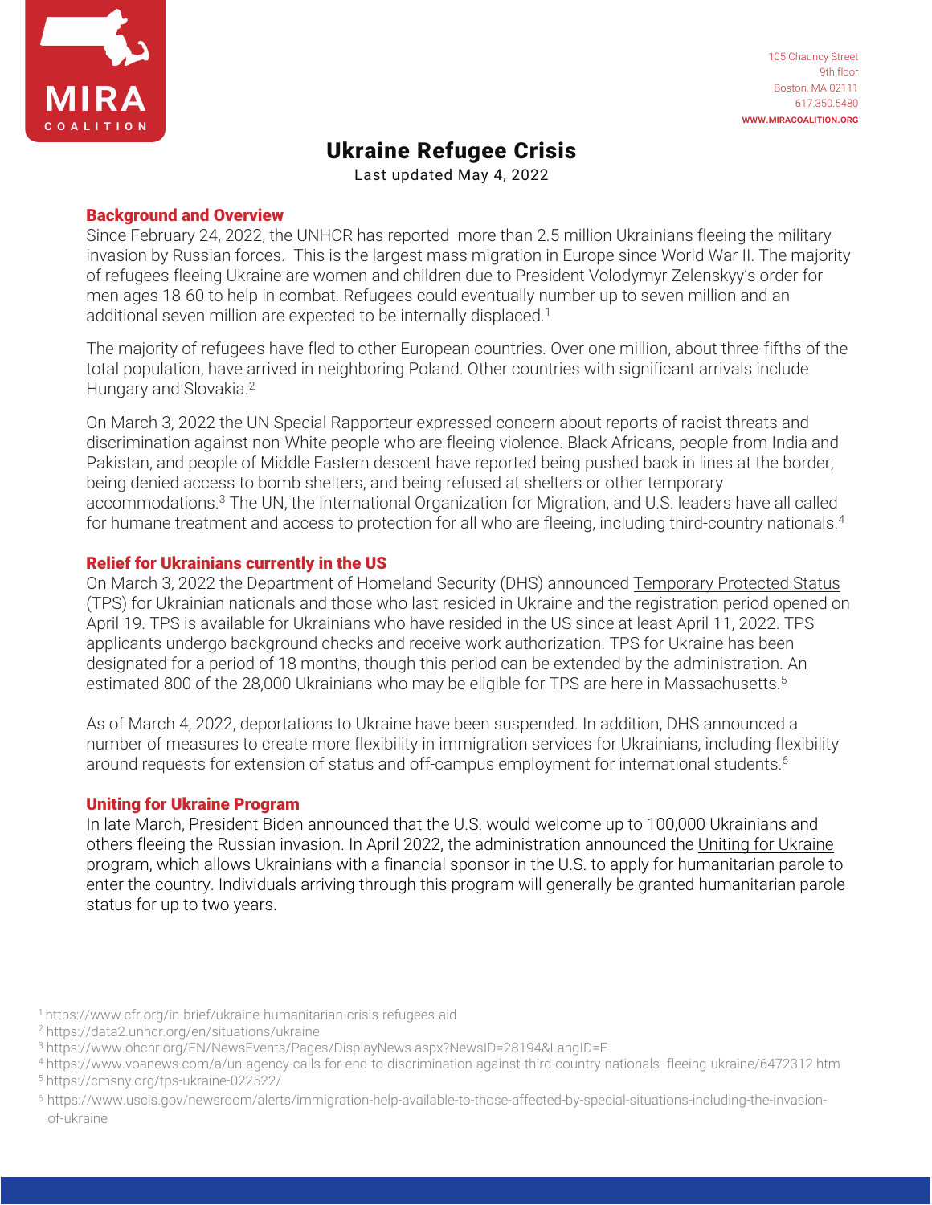MIRA COALITION

105 Chauncy Street
9th floor
Boston, MA 02111
617.350.5480
WWW.MIRACOALITION.ORG

# Ukraine Refugee Crisis

Last updated May 4, 2022

## Background and Overview

Since February 24, 2022, the UNHCR has reported more than 2.5 million Ukrainians fleeing the military invasion by Russian forces. This is the largest mass migration in Europe since World War II. The majority of refugees fleeing Ukraine are women and children due to President Volodymyr Zelenskyy's order for men ages 18-60 to help in combat. Refugees could eventually number up to seven million and an additional seven million are expected to be internally displaced.[1]

The majority of refugees have fled to other European countries. Over one million, about three-fifths of the total population, have arrived in neighboring Poland. Other countries with significant arrivals include Hungary and Slovakia.[2]

On March 3, 2022 the UN Special Rapporteur expressed concern about reports of racist threats and discrimination against non-White people who are fleeing violence. Black Africans, people from India and Pakistan, and people of Middle Eastern descent have reported being pushed back in lines at the border, being denied access to bomb shelters, and being refused at shelters or other temporary accommodations.[3] The UN, the International Organization for Migration, and U.S. leaders have all called for humane treatment and access to protection for all who are fleeing, including third-country nationals.[4]

## Relief for Ukrainians currently in the US

On March 3, 2022 the Department of Homeland Security (DHS) announced Temporary Protected Status (TPS) for Ukrainian nationals and those who last resided in Ukraine and the registration period opened on April 19. TPS is available for Ukrainians who have resided in the US since at least April 11, 2022. TPS applicants undergo background checks and receive work authorization. TPS for Ukraine has been designated for a period of 18 months, though this period can be extended by the administration. An estimated 800 of the 28,000 Ukrainians who may be eligible for TPS are here in Massachusetts.[5]

As of March 4, 2022, deportations to Ukraine have been suspended. In addition, DHS announced a number of measures to create more flexibility in immigration services for Ukrainians, including flexibility around requests for extension of status and off-campus employment for international students.[6]

## Uniting for Ukraine Program

In late March, President Biden announced that the U.S. would welcome up to 100,000 Ukrainians and others fleeing the Russian invasion. In April 2022, the administration announced the Uniting for Ukraine program, which allows Ukrainians with a financial sponsor in the U.S. to apply for humanitarian parole to enter the country. Individuals arriving through this program will generally be granted humanitarian parole status for up to two years.

[1] https://www.cfr.org/in-brief/ukraine-humanitarian-crisis-refugees-aid
[2] https://data2.unhcr.org/en/situations/ukraine
[3] https://www.ohchr.org/EN/NewsEvents/Pages/DisplayNews.aspx?NewsID=28194&LangID=E
[4] https://www.voanews.com/a/un-agency-calls-for-end-to-discrimination-against-third-country-nationals -fleeing-ukraine/6472312.htm
[5] https://cmsny.org/tps-ukraine-022522/
[6] https://www.uscis.gov/newsroom/alerts/immigration-help-available-to-those-affected-by-special-situations-including-the-invasion-of-ukraine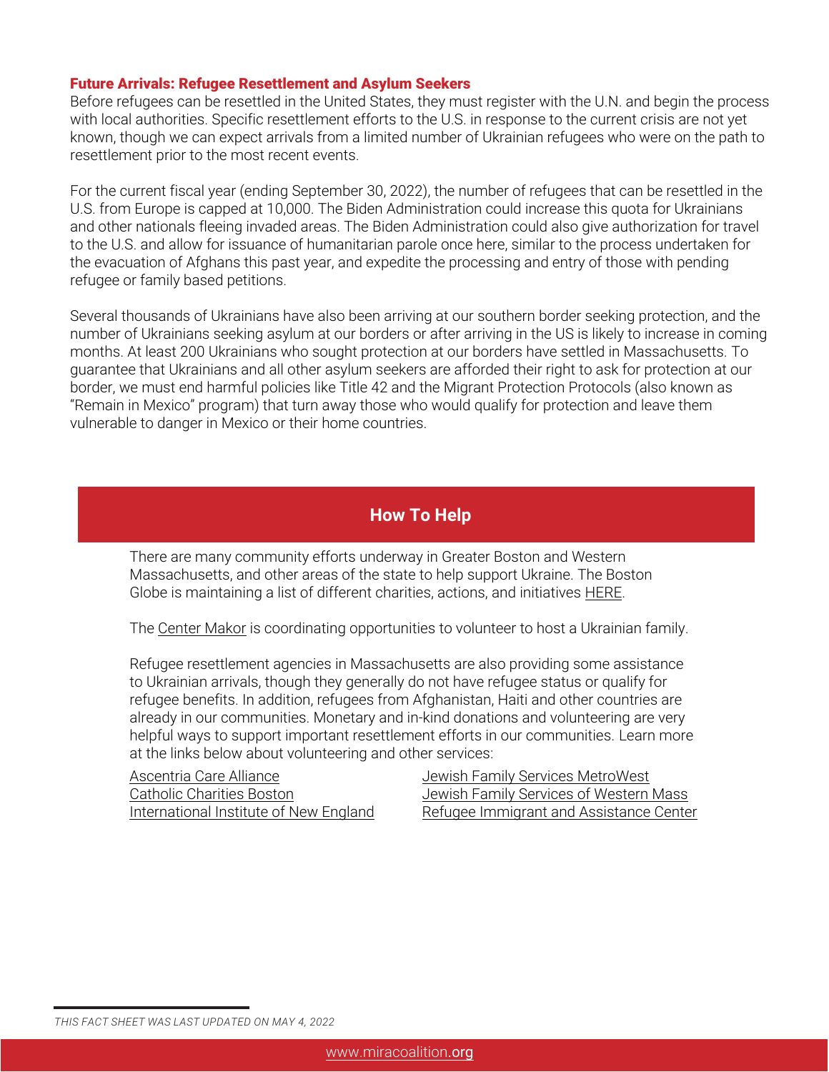## Future Arrivals: Refugee Resettlement and Asylum Seekers

Before refugees can be resettled in the United States, they must register with the U.N. and begin the process with local authorities. Specific resettlement efforts to the U.S. in response to the current crisis are not yet known, though we can expect arrivals from a limited number of Ukrainian refugees who were on the path to resettlement prior to the most recent events.

For the current fiscal year (ending September 30, 2022), the number of refugees that can be resettled in the U.S. from Europe is capped at 10,000. The Biden Administration could increase this quota for Ukrainians and other nationals fleeing invaded areas. The Biden Administration could also give authorization for travel to the U.S. and allow for issuance of humanitarian parole once here, similar to the process undertaken for the evacuation of Afghans this past year, and expedite the processing and entry of those with pending refugee or family based petitions.

Several thousands of Ukrainians have also been arriving at our southern border seeking protection, and the number of Ukrainians seeking asylum at our borders or after arriving in the US is likely to increase in coming months. At least 200 Ukrainians who sought protection at our borders have settled in Massachusetts. To guarantee that Ukrainians and all other asylum seekers are afforded their right to ask for protection at our border, we must end harmful policies like Title 42 and the Migrant Protection Protocols (also known as "Remain in Mexico" program) that turn away those who would qualify for protection and leave them vulnerable to danger in Mexico or their home countries.

## How To Help

There are many community efforts underway in Greater Boston and Western Massachusetts, and other areas of the state to help support Ukraine. The Boston Globe is maintaining a list of different charities, actions, and initiatives HERE.

The Center Makor is coordinating opportunities to volunteer to host a Ukrainian family.

Refugee resettlement agencies in Massachusetts are also providing some assistance to Ukrainian arrivals, though they generally do not have refugee status or qualify for refugee benefits. In addition, refugees from Afghanistan, Haiti and other countries are already in our communities. Monetary and in-kind donations and volunteering are very helpful ways to support important resettlement efforts in our communities. Learn more at the links below about volunteering and other services:

- Ascentria Care Alliance
- Catholic Charities Boston
- International Institute of New England
- Jewish Family Services MetroWest
- Jewish Family Services of Western Mass
- Refugee Immigrant and Assistance Center

*THIS FACT SHEET WAS LAST UPDATED ON MAY 4, 2022*

www.miracoalition.org